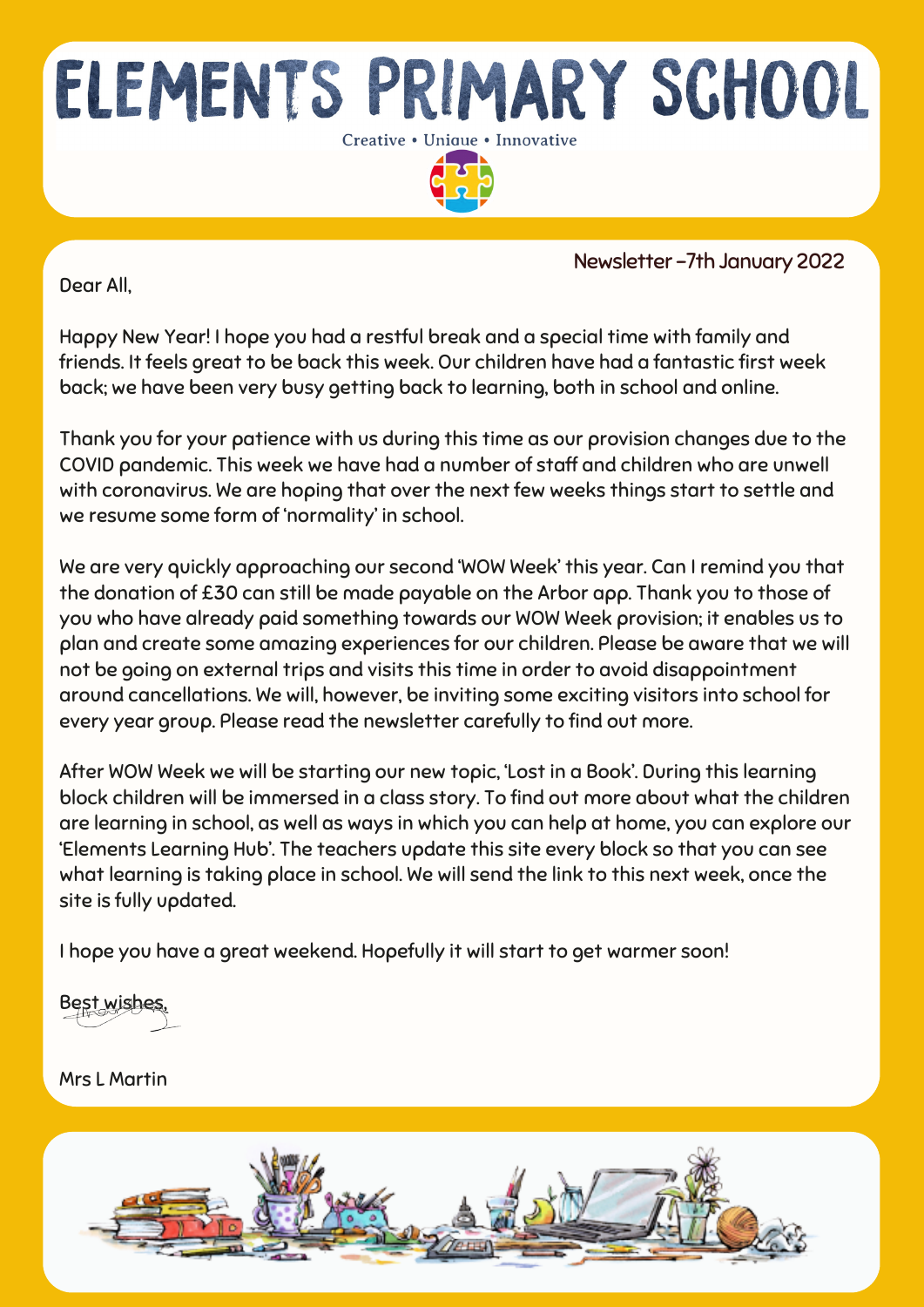# ELEMENTS PRIMARY SCHOOL

Creative • Unique • Innovative

Newsletter –7th January 2022

Dear All,

Happy New Year! I hope you had a restful break and a special time with family and friends. It feels great to be back this week. Our children have had a fantastic first week back; we have been very busy getting back to learning, both in school and online.

Thank you for your patience with us during this time as our provision changes due to the COVID pandemic. This week we have had a number of staff and children who are unwell with coronavirus. We are hoping that over the next few weeks things start to settle and we resume some form of 'normality' in school.

We are very quickly approaching our second 'WOW Week' this year. Can I remind you that the donation of £30 can still be made payable on the Arbor app. Thank you to those of you who have already paid something towards our WOW Week provision; it enables us to plan and create some amazing experiences for our children. Please be aware that we will not be going on external trips and visits this time in order to avoid disappointment around cancellations. We will, however, be inviting some exciting visitors into school for every year group. Please read the newsletter carefully to find out more.

After WOW Week we will be starting our new topic, 'Lost in a Book'. During this learning block children will be immersed in a class story. To find out more about what the children are learning in school, as well as ways in which you can help at home, you can explore our 'Elements Learning Hub'. The teachers update this site every block so that you can see what learning is taking place in school. We will send the link to this next week, once the site is fully updated.

I hope you have a great weekend. Hopefully it will start to get warmer soon!

Best wishes,

Mrs L Martin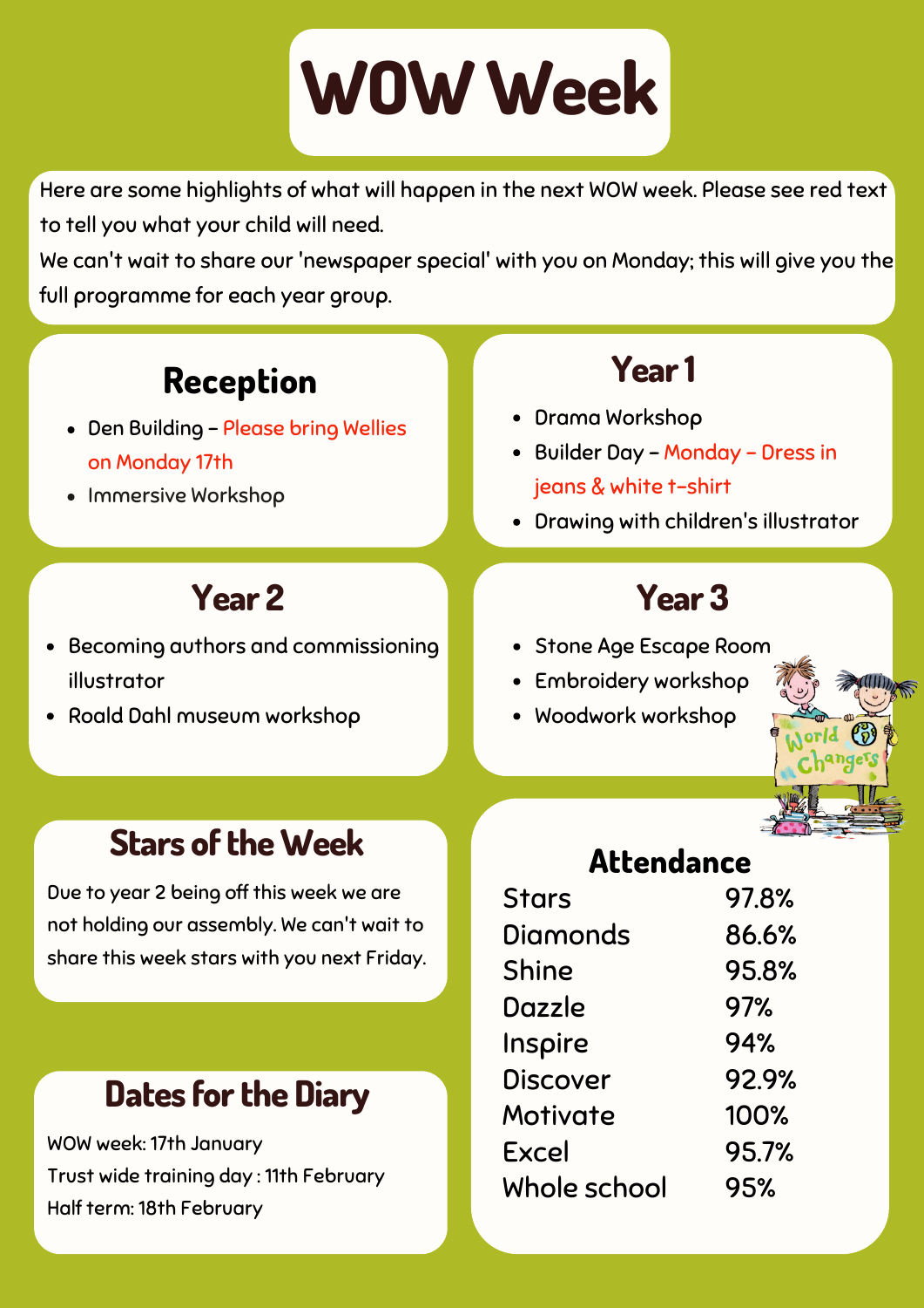# WOW Week

Here are some highlights of what will happen in the next WOW week. Please see red text to tell you what your child will need.
We can't wait to share our 'newspaper special' with you on Monday; this will give you the full programme for each year group.

## Reception

- Den Building – Please bring Wellies on Monday 17th
- Immersive Workshop

## Year 1

- Drama Workshop
- Builder Day – Monday – Dress in jeans & white t-shirt
- Drawing with children's illustrator

## Year 2

- Becoming authors and commissioning illustrator
- Roald Dahl museum workshop

## Year 3

- Stone Age Escape Room
- Embroidery workshop
- Woodwork workshop

## Stars of the Week

Due to year 2 being off this week we are not holding our assembly. We can't wait to share this week stars with you next Friday.

## Attendance

| | |
|---|---|
| Stars | 97.8% |
| Diamonds | 86.6% |
| Shine | 95.8% |
| Dazzle | 97% |
| Inspire | 94% |
| Discover | 92.9% |
| Motivate | 100% |
| Excel | 95.7% |
| Whole school | 95% |

## Dates for the Diary

WOW week: 17th January
Trust wide training day : 11th February
Half term: 18th February